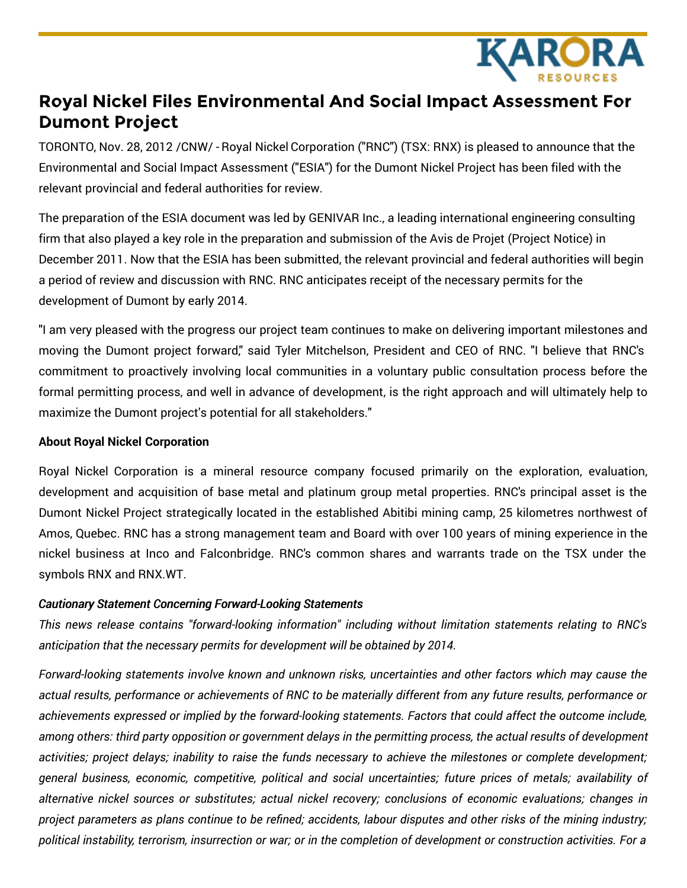# Royal Nickel Files Environmental And Social Impact Assessment For Dumont Project

TORONTO, Nov. 28, 2012 /CNW/ - Royal Nickel Corporation ("RNC") (TSX: RNX) is pleased to announce that the Environmental and Social Impact Assessment ("ESIA") for the Dumont Nickel Project has been filed with the relevant provincial and federal authorities for review.

The preparation of the ESIA document was led by GENIVAR Inc., a leading international engineering consulting firm that also played a key role in the preparation and submission of the Avis de Projet (Project Notice) in December 2011. Now that the ESIA has been submitted, the relevant provincial and federal authorities will begin a period of review and discussion with RNC. RNC anticipates receipt of the necessary permits for the development of Dumont by early 2014.

"I am very pleased with the progress our project team continues to make on delivering important milestones and moving the Dumont project forward," said Tyler Mitchelson, President and CEO of RNC. "I believe that RNC's commitment to proactively involving local communities in a voluntary public consultation process before the formal permitting process, and well in advance of development, is the right approach and will ultimately help to maximize the Dumont project's potential for all stakeholders."

**About Royal Nickel Corporation**

Royal Nickel Corporation is a mineral resource company focused primarily on the exploration, evaluation, development and acquisition of base metal and platinum group metal properties. RNC's principal asset is the Dumont Nickel Project strategically located in the established Abitibi mining camp, 25 kilometres northwest of Amos, Quebec. RNC has a strong management team and Board with over 100 years of mining experience in the nickel business at Inco and Falconbridge. RNC's common shares and warrants trade on the TSX under the symbols RNX and RNX.WT.

***Cautionary Statement Concerning Forward-Looking Statements***

*This news release contains "forward-looking information" including without limitation statements relating to RNC's anticipation that the necessary permits for development will be obtained by 2014.*

*Forward-looking statements involve known and unknown risks, uncertainties and other factors which may cause the actual results, performance or achievements of RNC to be materially different from any future results, performance or achievements expressed or implied by the forward-looking statements. Factors that could affect the outcome include, among others: third party opposition or government delays in the permitting process, the actual results of development activities; project delays; inability to raise the funds necessary to achieve the milestones or complete development; general business, economic, competitive, political and social uncertainties; future prices of metals; availability of alternative nickel sources or substitutes; actual nickel recovery; conclusions of economic evaluations; changes in project parameters as plans continue to be refined; accidents, labour disputes and other risks of the mining industry; political instability, terrorism, insurrection or war; or in the completion of development or construction activities. For a*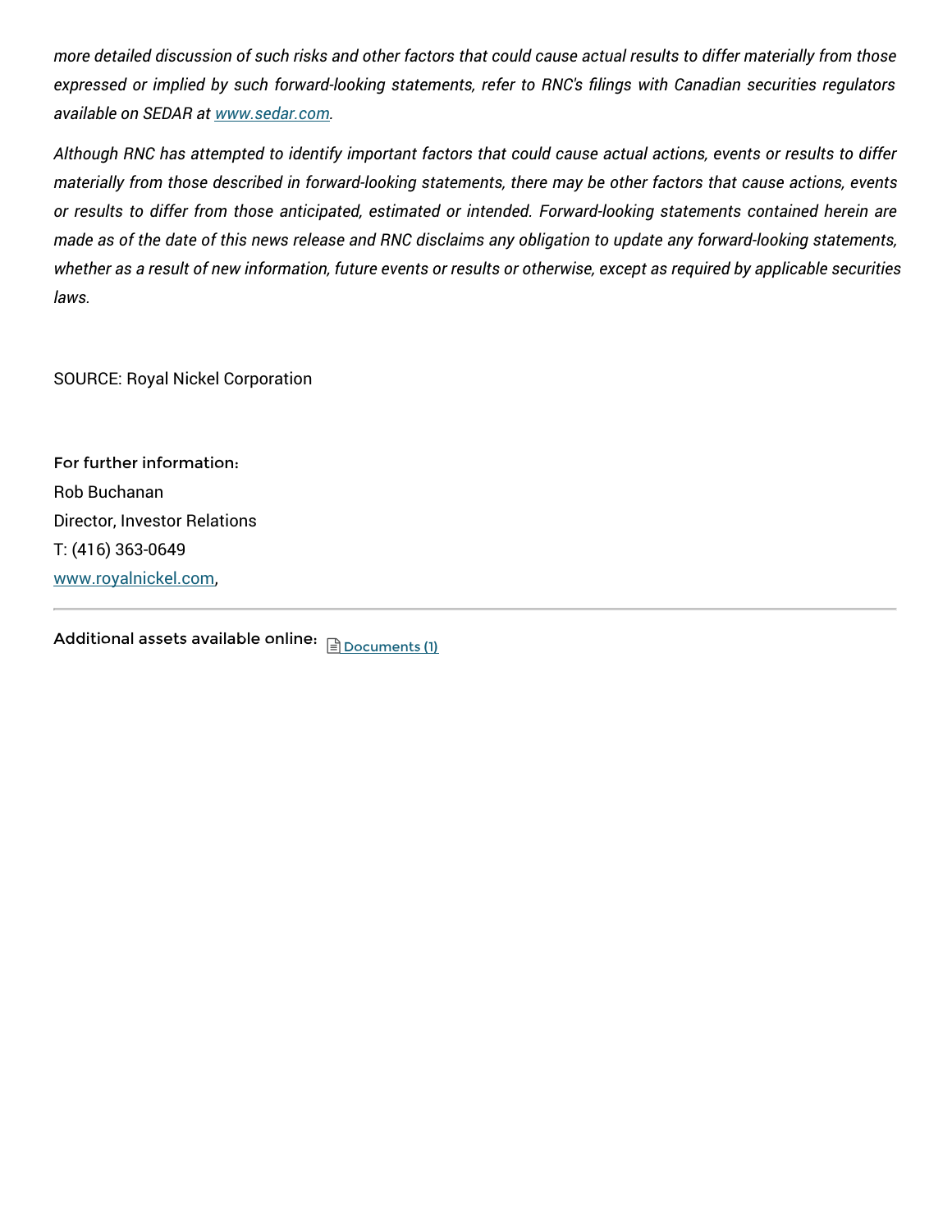*more detailed discussion of such risks and other factors that could cause actual results to differ materially from those expressed or implied by such forward-looking statements, refer to RNC's filings with Canadian securities regulators available on SEDAR at www.sedar.com.*

*Although RNC has attempted to identify important factors that could cause actual actions, events or results to differ materially from those described in forward-looking statements, there may be other factors that cause actions, events or results to differ from those anticipated, estimated or intended. Forward-looking statements contained herein are made as of the date of this news release and RNC disclaims any obligation to update any forward-looking statements, whether as a result of new information, future events or results or otherwise, except as required by applicable securities laws.*

SOURCE: Royal Nickel Corporation

For further information:
Rob Buchanan
Director, Investor Relations
T: (416) 363-0649
www.royalnickel.com,

---

Additional assets available online: Documents (1)